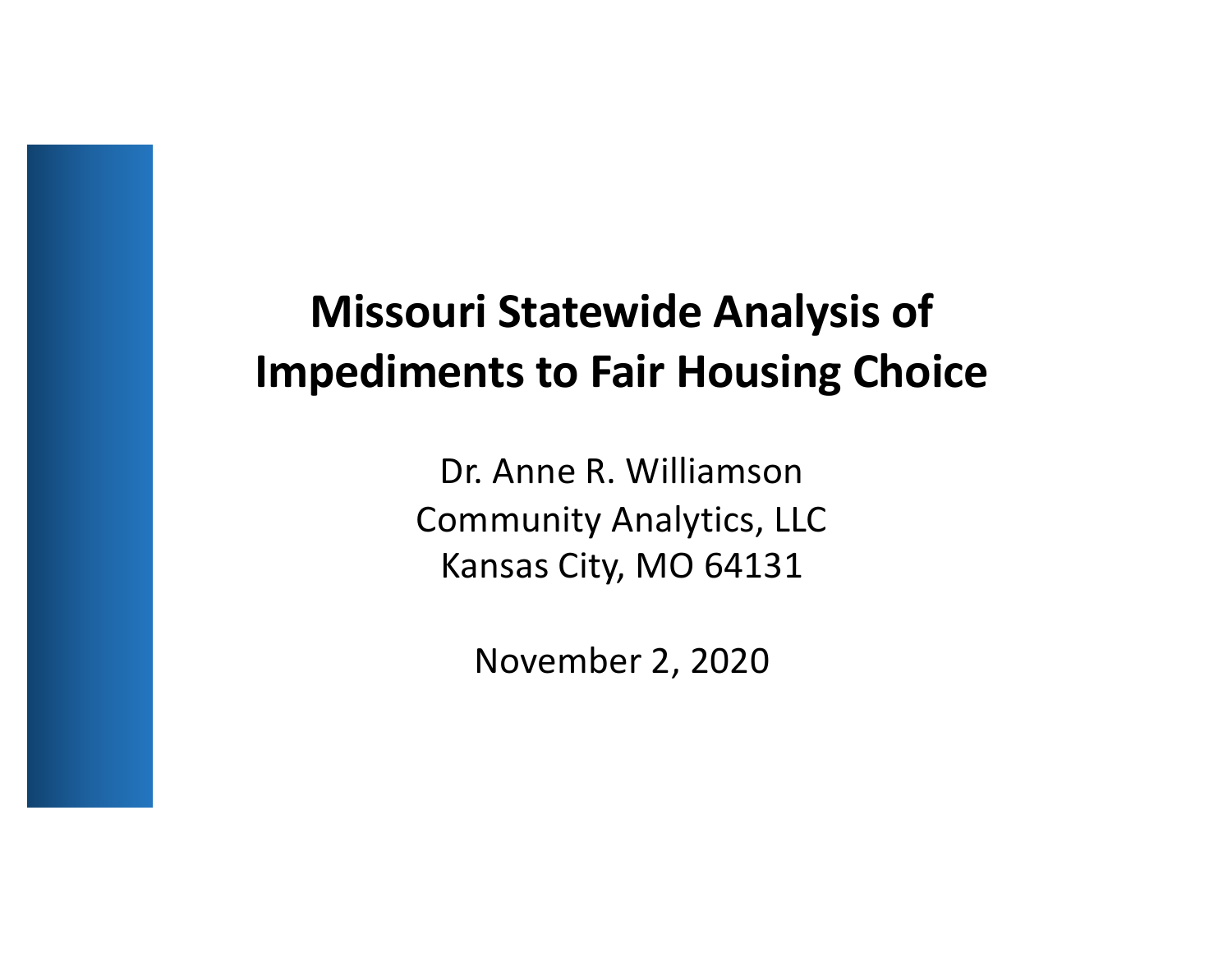# Missouri Statewide Analysis of Impediments to Fair Housing Choice

Dr. Anne R. Williamson
Community Analytics, LLC
Kansas City, MO 64131

November 2, 2020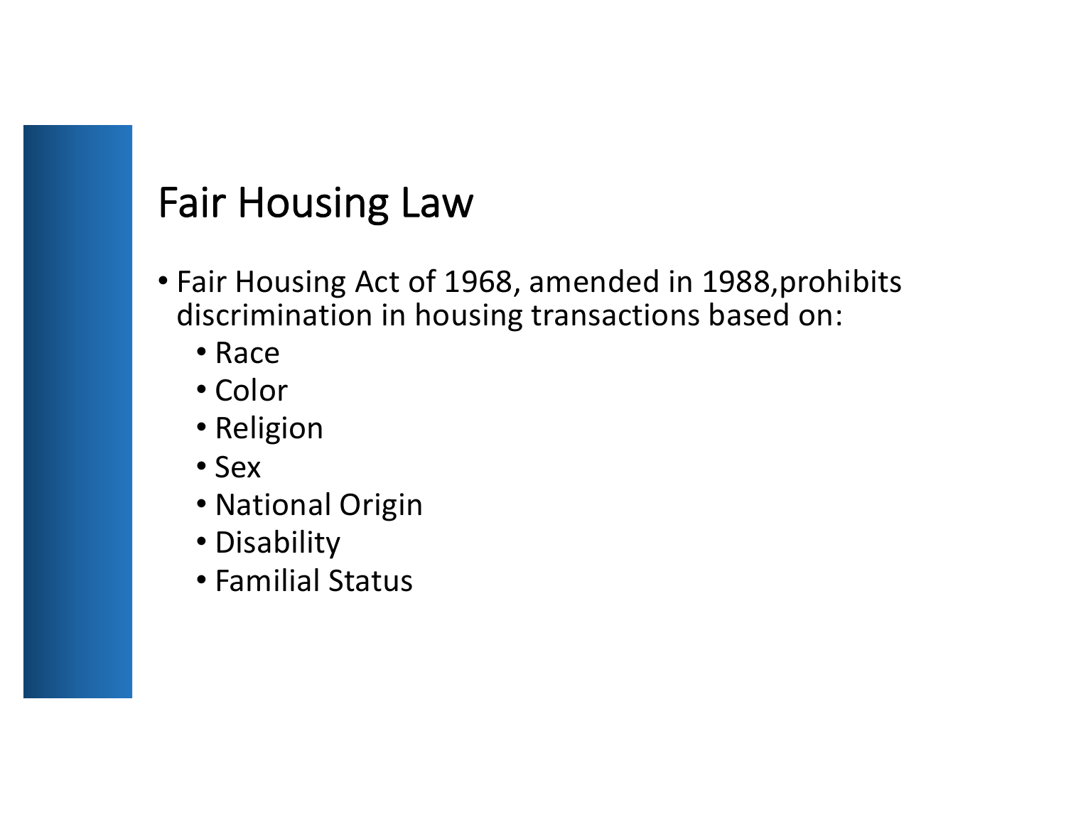# Fair Housing Law

- Fair Housing Act of 1968, amended in 1988,prohibits discrimination in housing transactions based on:
  - Race
  - Color
  - Religion
  - Sex
  - National Origin
  - Disability
  - Familial Status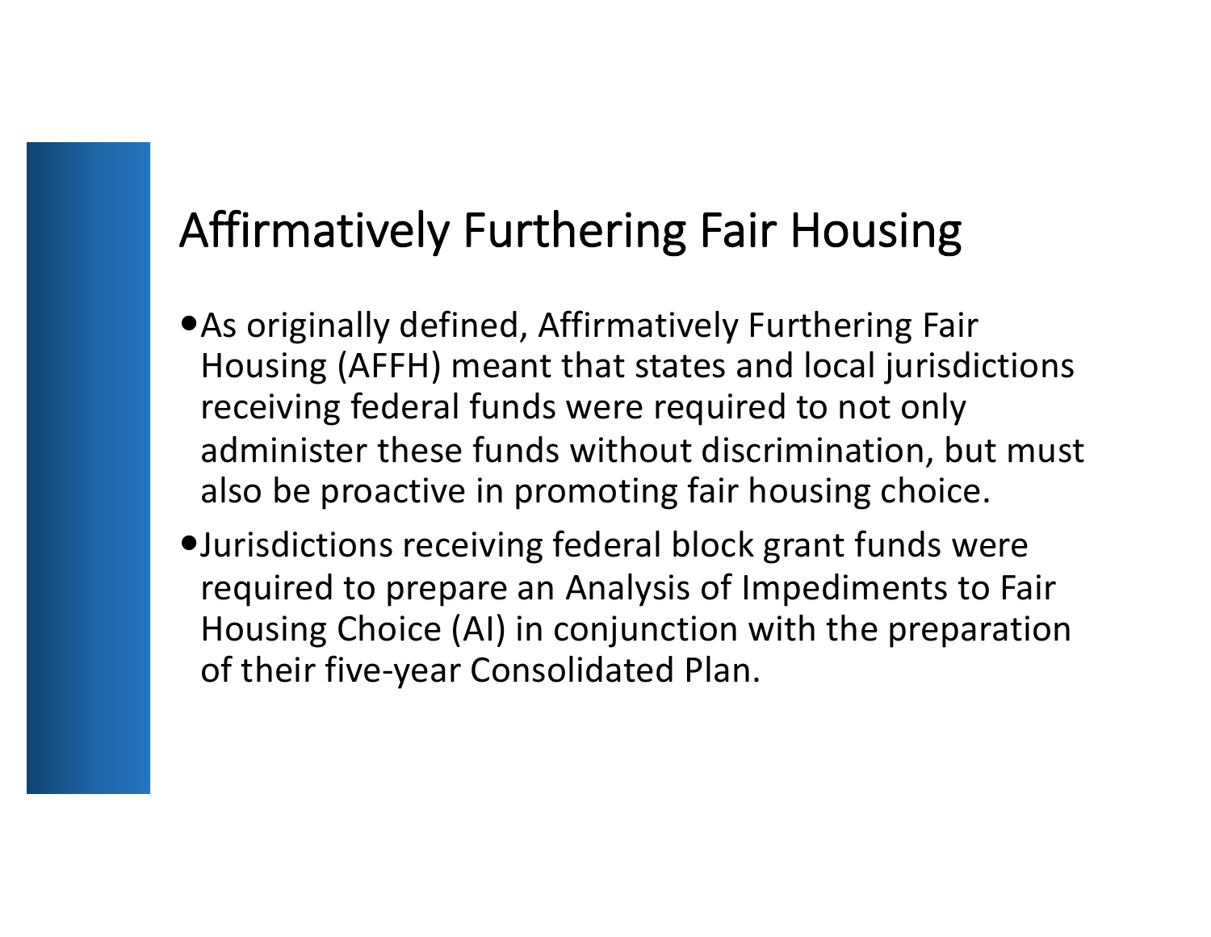# Affirmatively Furthering Fair Housing

- As originally defined, Affirmatively Furthering Fair Housing (AFFH) meant that states and local jurisdictions receiving federal funds were required to not only administer these funds without discrimination, but must also be proactive in promoting fair housing choice.
- Jurisdictions receiving federal block grant funds were required to prepare an Analysis of Impediments to Fair Housing Choice (AI) in conjunction with the preparation of their five-year Consolidated Plan.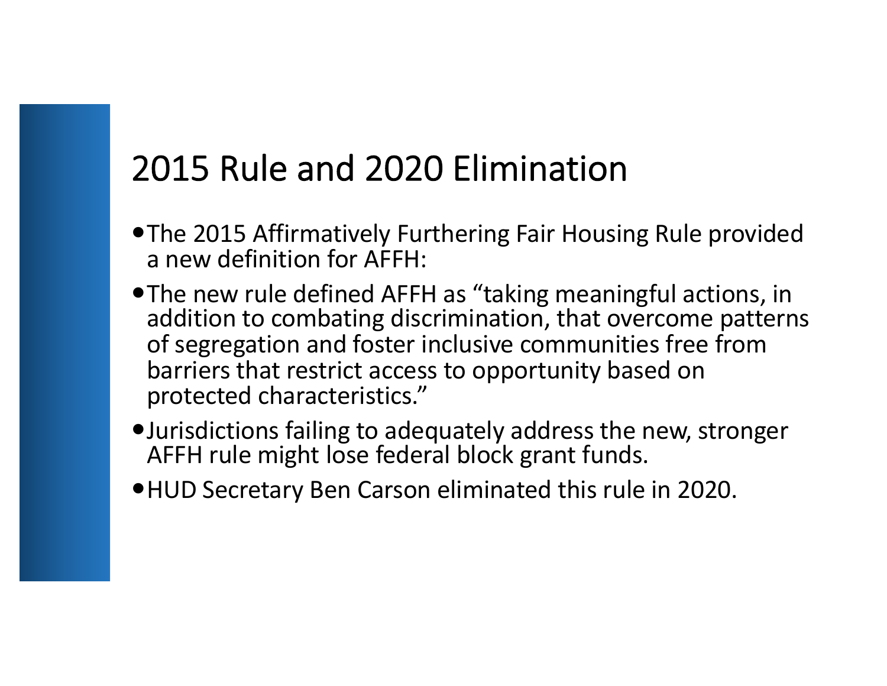# 2015 Rule and 2020 Elimination

- The 2015 Affirmatively Furthering Fair Housing Rule provided a new definition for AFFH:
- The new rule defined AFFH as "taking meaningful actions, in addition to combating discrimination, that overcome patterns of segregation and foster inclusive communities free from barriers that restrict access to opportunity based on protected characteristics."
- Jurisdictions failing to adequately address the new, stronger AFFH rule might lose federal block grant funds.
- HUD Secretary Ben Carson eliminated this rule in 2020.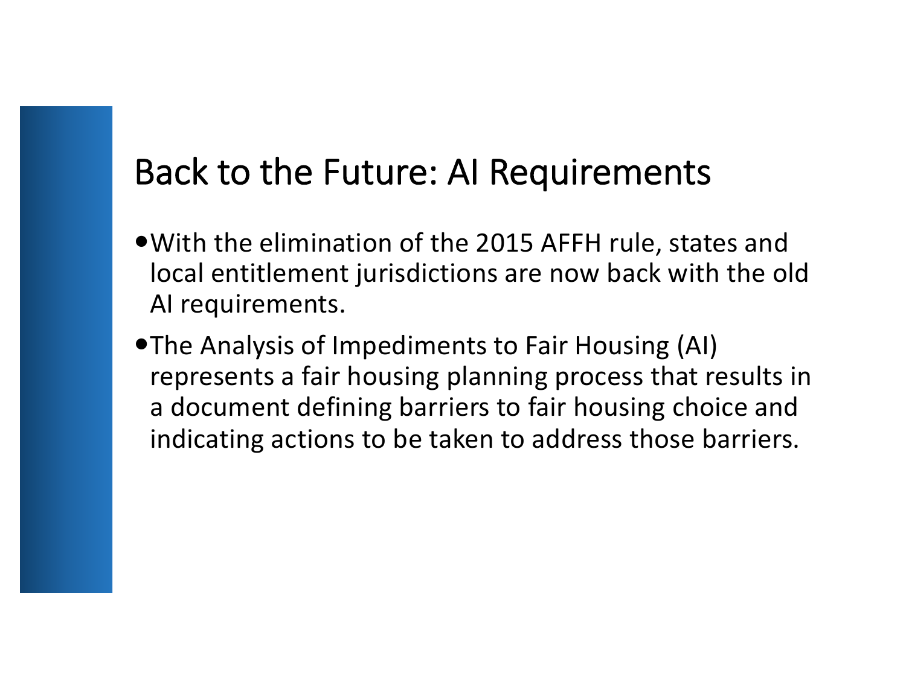# Back to the Future: AI Requirements

- With the elimination of the 2015 AFFH rule, states and local entitlement jurisdictions are now back with the old AI requirements.
- The Analysis of Impediments to Fair Housing (AI) represents a fair housing planning process that results in a document defining barriers to fair housing choice and indicating actions to be taken to address those barriers.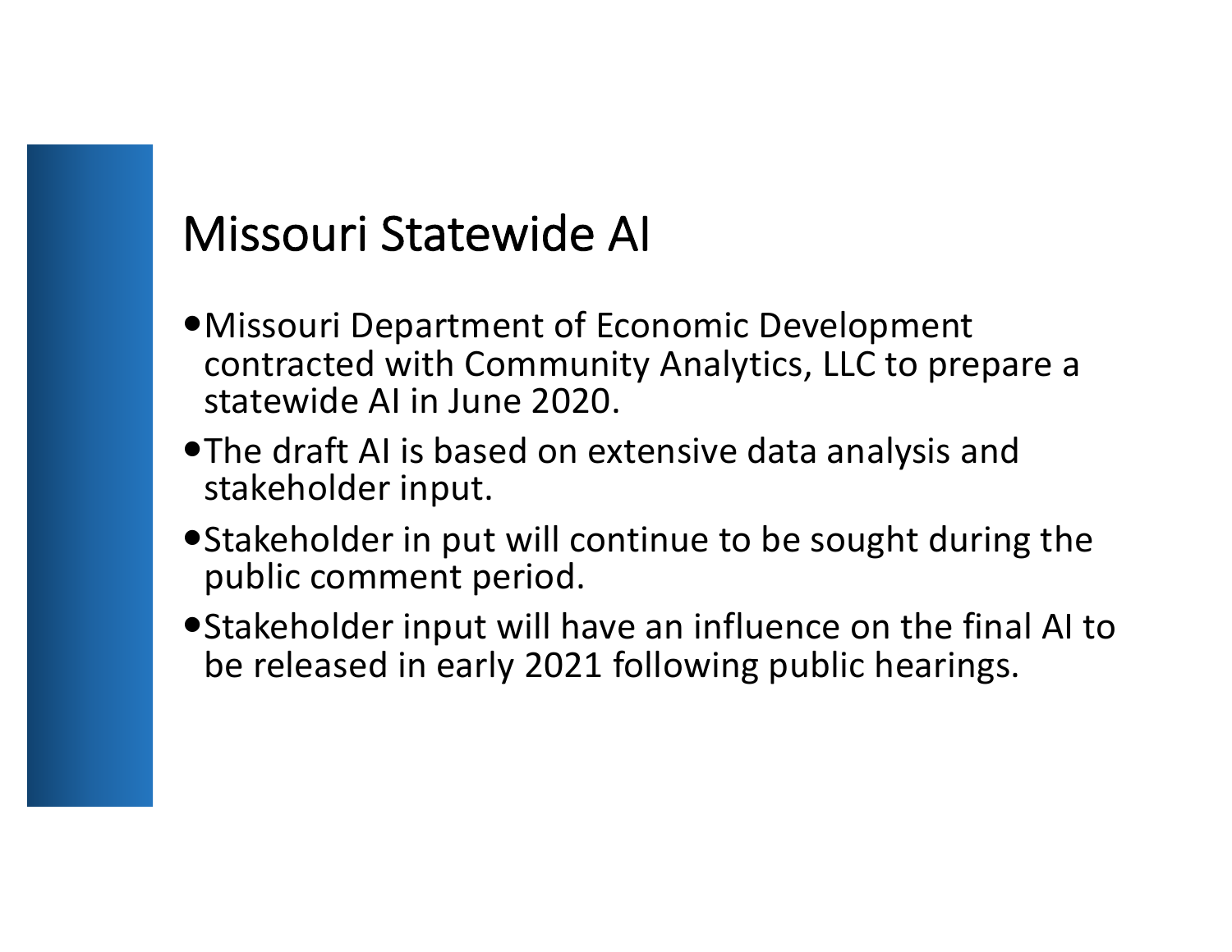# Missouri Statewide AI

- Missouri Department of Economic Development contracted with Community Analytics, LLC to prepare a statewide AI in June 2020.
- The draft AI is based on extensive data analysis and stakeholder input.
- Stakeholder in put will continue to be sought during the public comment period.
- Stakeholder input will have an influence on the final AI to be released in early 2021 following public hearings.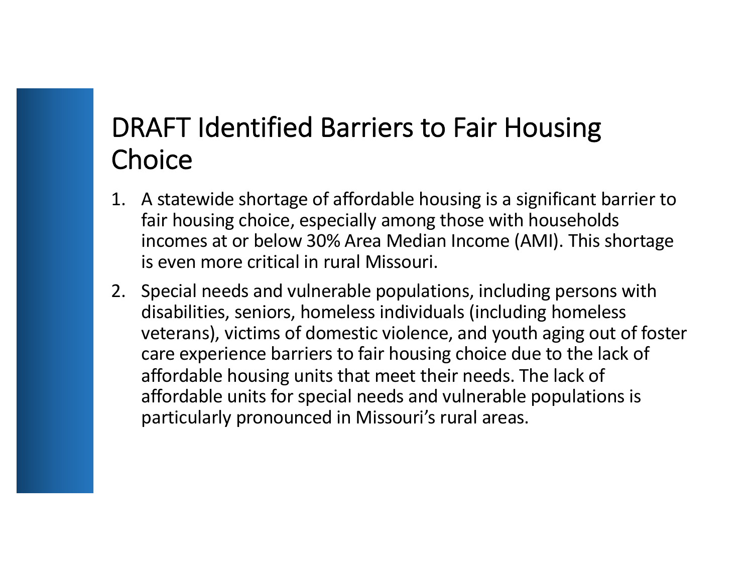# DRAFT Identified Barriers to Fair Housing Choice

1. A statewide shortage of affordable housing is a significant barrier to fair housing choice, especially among those with households incomes at or below 30% Area Median Income (AMI). This shortage is even more critical in rural Missouri.
2. Special needs and vulnerable populations, including persons with disabilities, seniors, homeless individuals (including homeless veterans), victims of domestic violence, and youth aging out of foster care experience barriers to fair housing choice due to the lack of affordable housing units that meet their needs. The lack of affordable units for special needs and vulnerable populations is particularly pronounced in Missouri's rural areas.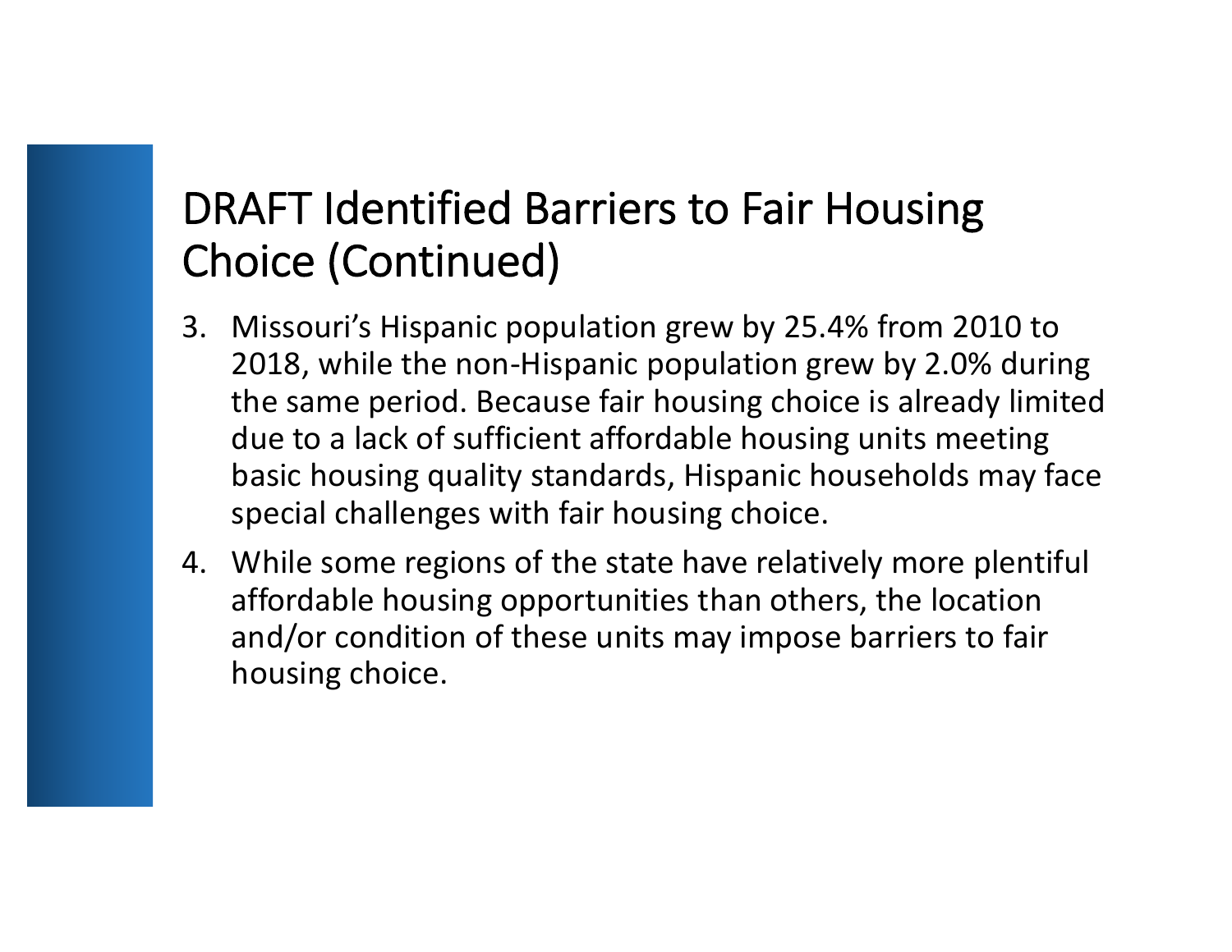# DRAFT Identified Barriers to Fair Housing Choice (Continued)

3. Missouri’s Hispanic population grew by 25.4% from 2010 to 2018, while the non-Hispanic population grew by 2.0% during the same period. Because fair housing choice is already limited due to a lack of sufficient affordable housing units meeting basic housing quality standards, Hispanic households may face special challenges with fair housing choice.
4. While some regions of the state have relatively more plentiful affordable housing opportunities than others, the location and/or condition of these units may impose barriers to fair housing choice.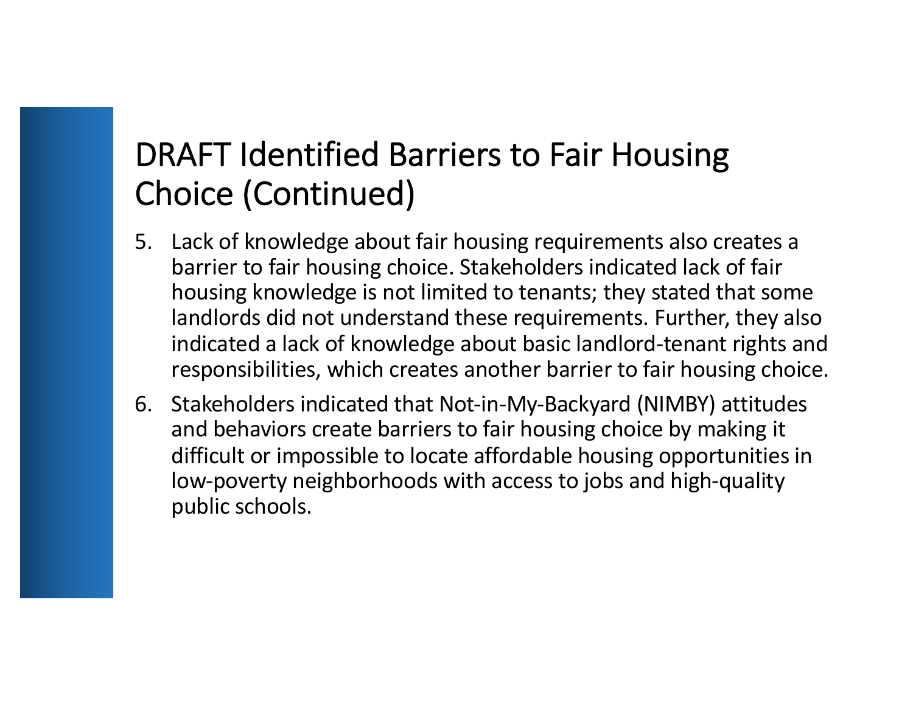# DRAFT Identified Barriers to Fair Housing Choice (Continued)

5. Lack of knowledge about fair housing requirements also creates a barrier to fair housing choice. Stakeholders indicated lack of fair housing knowledge is not limited to tenants; they stated that some landlords did not understand these requirements. Further, they also indicated a lack of knowledge about basic landlord-tenant rights and responsibilities, which creates another barrier to fair housing choice.
6. Stakeholders indicated that Not-in-My-Backyard (NIMBY) attitudes and behaviors create barriers to fair housing choice by making it difficult or impossible to locate affordable housing opportunities in low-poverty neighborhoods with access to jobs and high-quality public schools.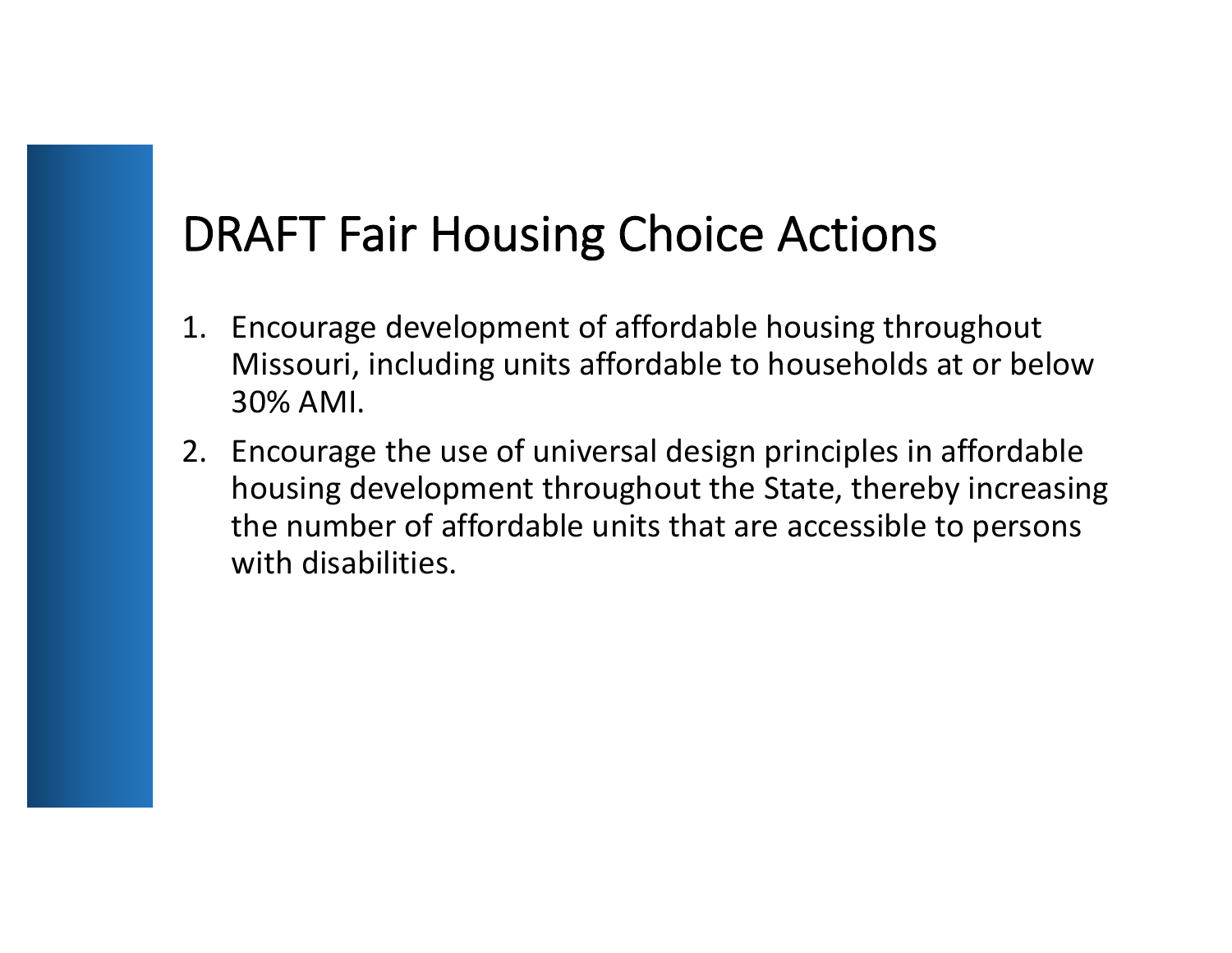# DRAFT Fair Housing Choice Actions

1. Encourage development of affordable housing throughout Missouri, including units affordable to households at or below 30% AMI.
2. Encourage the use of universal design principles in affordable housing development throughout the State, thereby increasing the number of affordable units that are accessible to persons with disabilities.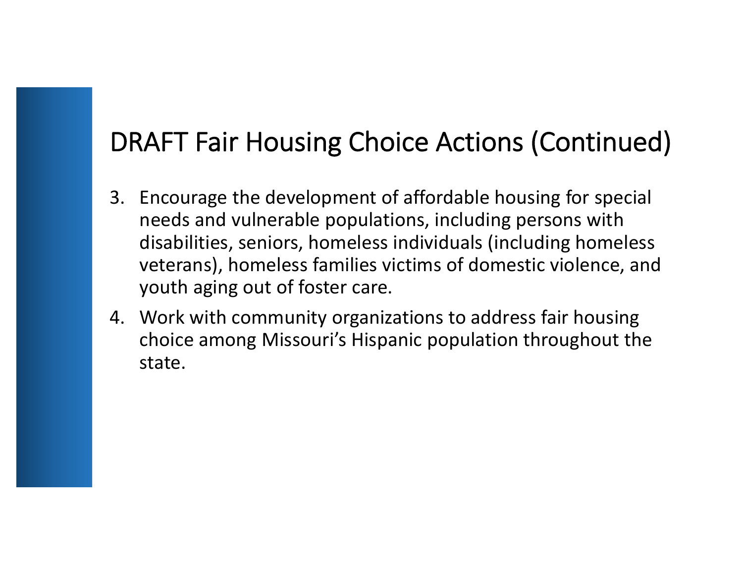# DRAFT Fair Housing Choice Actions (Continued)

3. Encourage the development of affordable housing for special needs and vulnerable populations, including persons with disabilities, seniors, homeless individuals (including homeless veterans), homeless families victims of domestic violence, and youth aging out of foster care.
4. Work with community organizations to address fair housing choice among Missouri's Hispanic population throughout the state.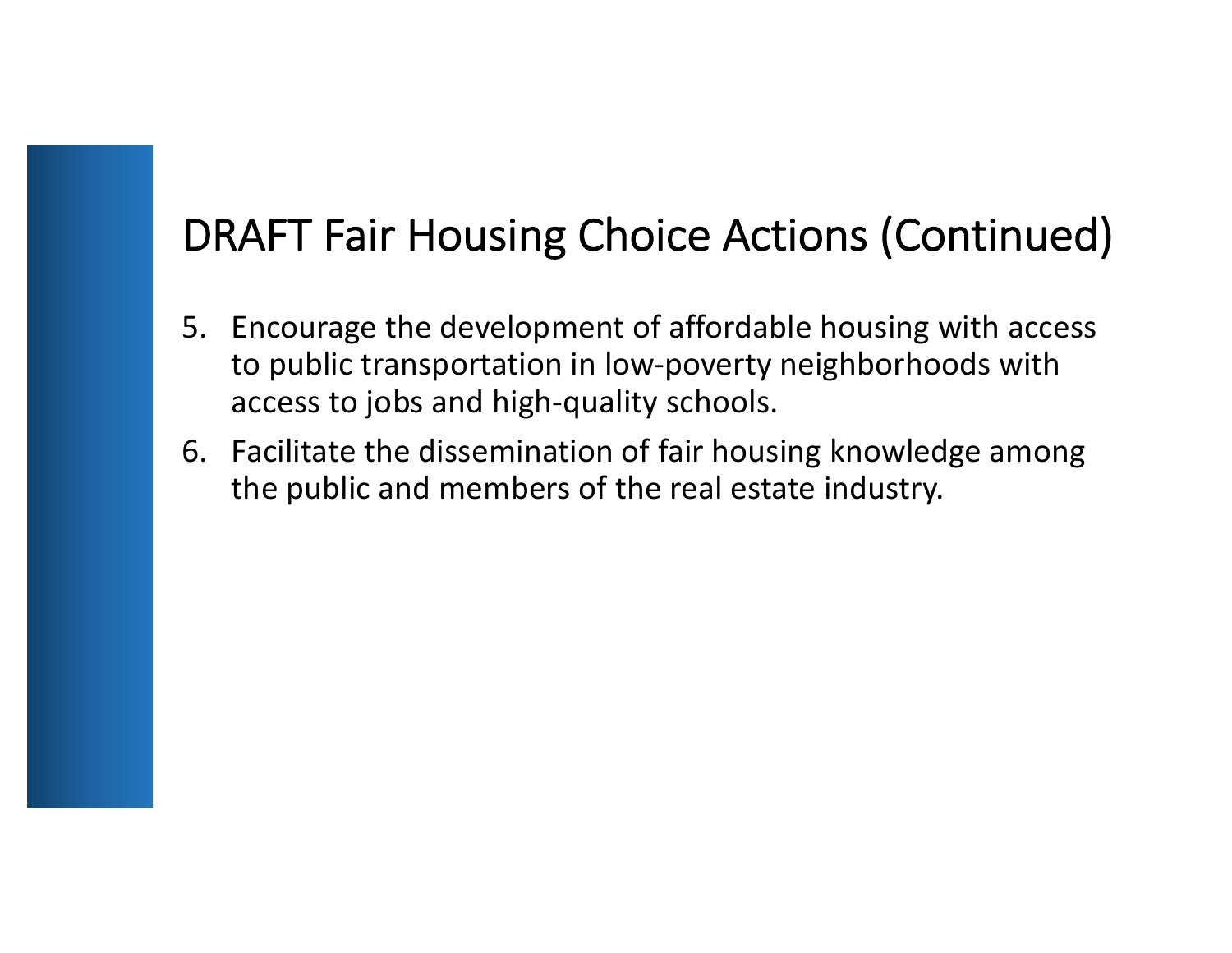# DRAFT Fair Housing Choice Actions (Continued)

5. Encourage the development of affordable housing with access to public transportation in low-poverty neighborhoods with access to jobs and high-quality schools.
6. Facilitate the dissemination of fair housing knowledge among the public and members of the real estate industry.